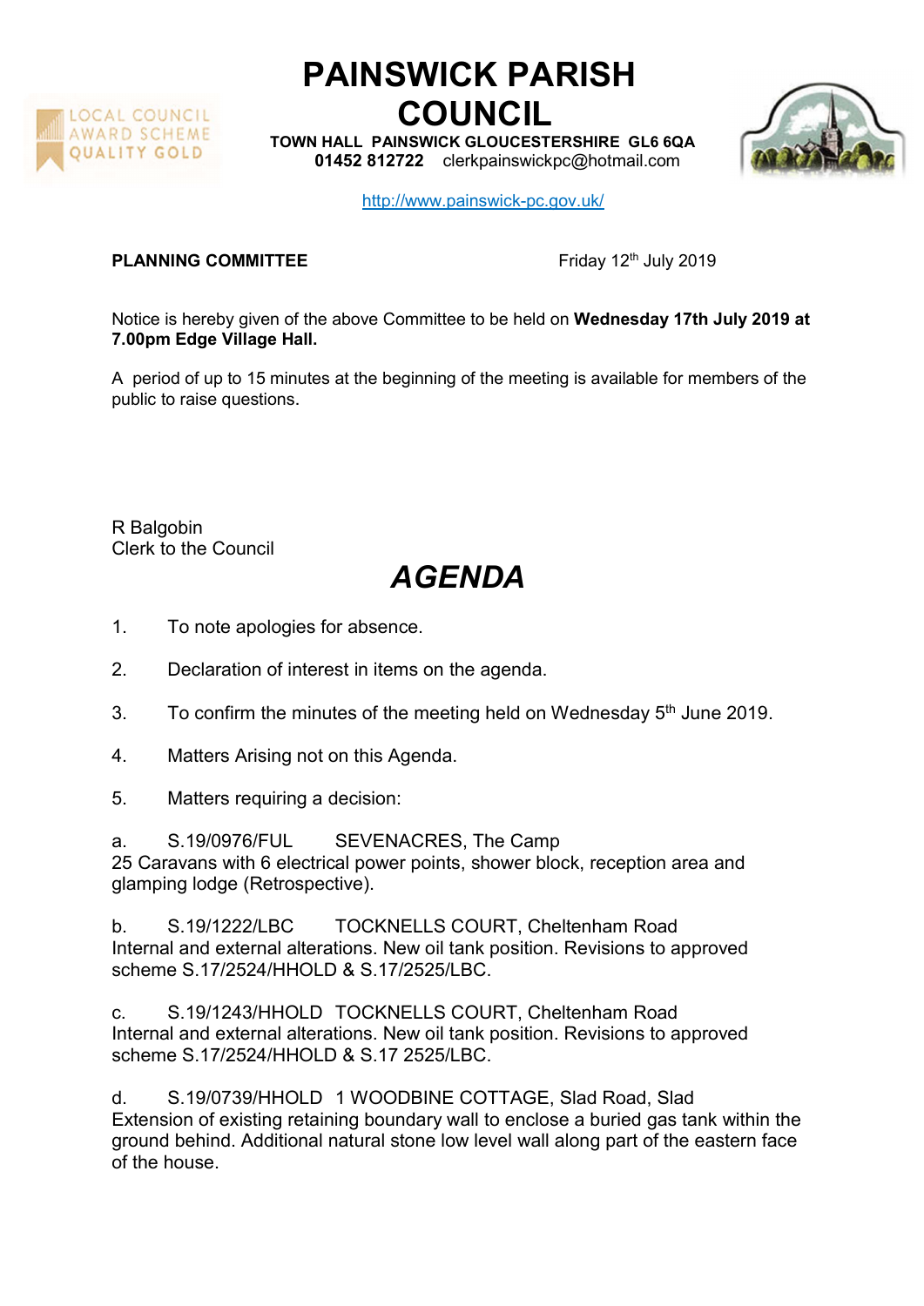# PAINSWICK PARISH COUNCIL

**TOWN HALL PAINSWICK GLOUCESTERSHIRE GL6 6QA**
**01452 812722** clerkpainswickpc@hotmail.com

http://www.painswick-pc.gov.uk/

**PLANNING COMMITTEE** Friday 12th July 2019

Notice is hereby given of the above Committee to be held on **Wednesday 17th July 2019 at 7.00pm Edge Village Hall.**

A period of up to 15 minutes at the beginning of the meeting is available for members of the public to raise questions.

R Balgobin
Clerk to the Council

# *AGENDA*

1. To note apologies for absence.
2. Declaration of interest in items on the agenda.
3. To confirm the minutes of the meeting held on Wednesday 5th June 2019.
4. Matters Arising not on this Agenda.
5. Matters requiring a decision:

a. S.19/0976/FUL SEVENACRES, The Camp
25 Caravans with 6 electrical power points, shower block, reception area and glamping lodge (Retrospective).

b. S.19/1222/LBC TOCKNELLS COURT, Cheltenham Road
Internal and external alterations. New oil tank position. Revisions to approved scheme S.17/2524/HHOLD & S.17/2525/LBC.

c. S.19/1243/HHOLD TOCKNELLS COURT, Cheltenham Road
Internal and external alterations. New oil tank position. Revisions to approved scheme S.17/2524/HHOLD & S.17 2525/LBC.

d. S.19/0739/HHOLD 1 WOODBINE COTTAGE, Slad Road, Slad
Extension of existing retaining boundary wall to enclose a buried gas tank within the ground behind. Additional natural stone low level wall along part of the eastern face of the house.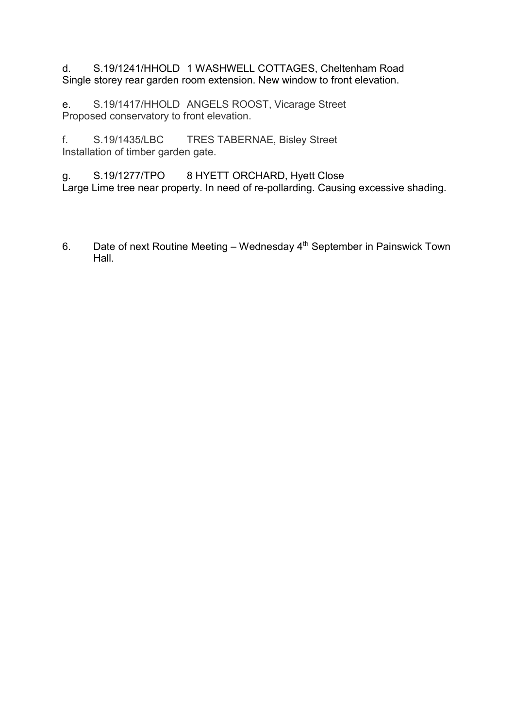d. S.19/1241/HHOLD 1 WASHWELL COTTAGES, Cheltenham Road
Single storey rear garden room extension. New window to front elevation.

e. S.19/1417/HHOLD ANGELS ROOST, Vicarage Street
Proposed conservatory to front elevation.

f. S.19/1435/LBC TRES TABERNAE, Bisley Street
Installation of timber garden gate.

g. S.19/1277/TPO 8 HYETT ORCHARD, Hyett Close
Large Lime tree near property. In need of re-pollarding. Causing excessive shading.

6. Date of next Routine Meeting – Wednesday 4th September in Painswick Town Hall.